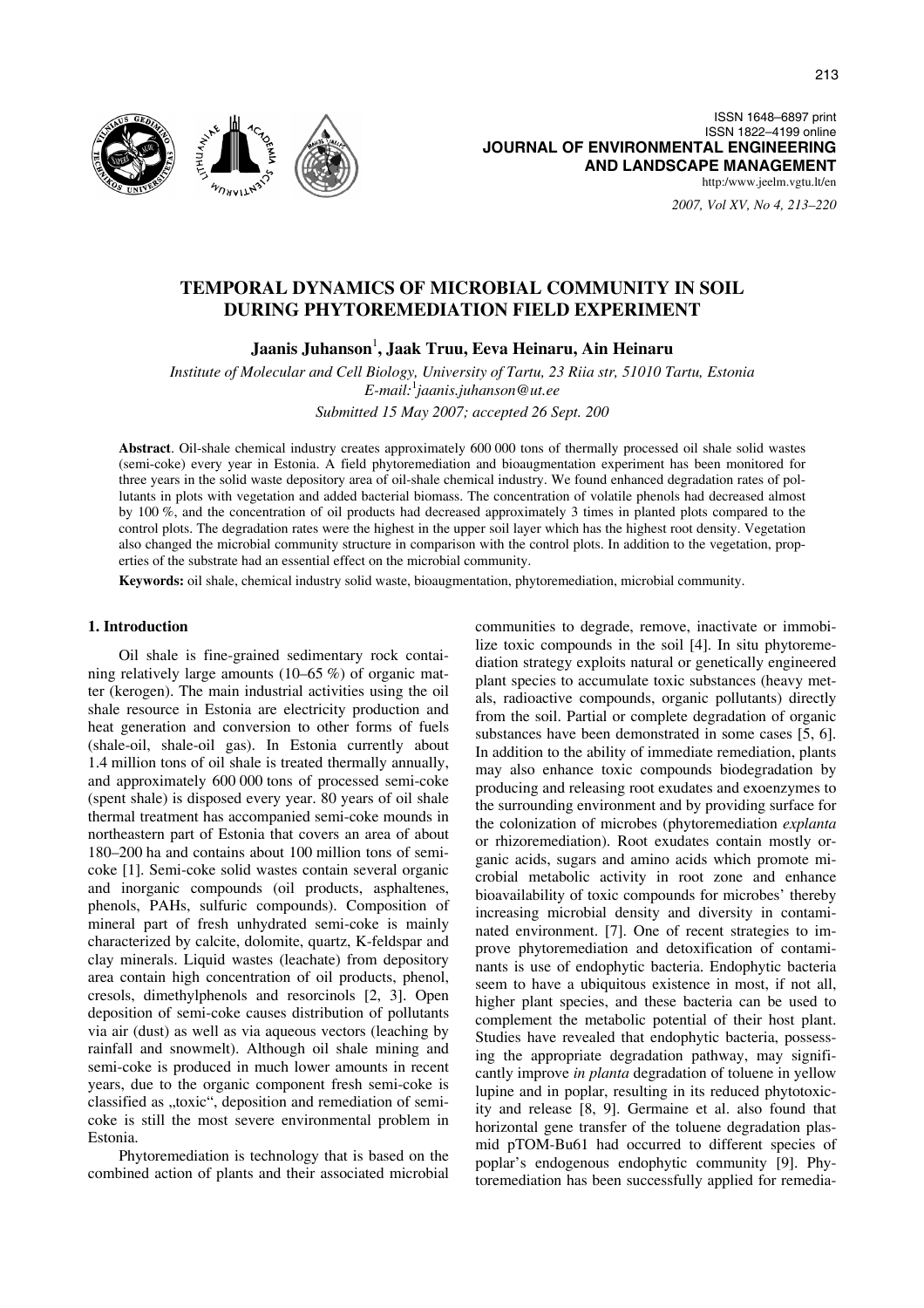ISSN 1648–6897 print
ISSN 1822–4199 online
**JOURNAL OF ENVIRONMENTAL ENGINEERING AND LANDSCAPE MANAGEMENT**
http:/www.jeelm.vgtu.lt/en

# TEMPORAL DYNAMICS OF MICROBIAL COMMUNITY IN SOIL DURING PHYTOREMEDIATION FIELD EXPERIMENT

**Jaanis Juhanson**[1]**, Jaak Truu, Eeva Heinaru, Ain Heinaru**

*Institute of Molecular and Cell Biology, University of Tartu, 23 Riia str, 51010 Tartu, Estonia*
*E-mail:* [1]*jaanis.juhanson@ut.ee*

*Submitted 15 May 2007; accepted 26 Sept. 200*

**Abstract**. Oil-shale chemical industry creates approximately 600 000 tons of thermally processed oil shale solid wastes (semi-coke) every year in Estonia. A field phytoremediation and bioaugmentation experiment has been monitored for three years in the solid waste depository area of oil-shale chemical industry. We found enhanced degradation rates of pollutants in plots with vegetation and added bacterial biomass. The concentration of volatile phenols had decreased almost by 100 %, and the concentration of oil products had decreased approximately 3 times in planted plots compared to the control plots. The degradation rates were the highest in the upper soil layer which has the highest root density. Vegetation also changed the microbial community structure in comparison with the control plots. In addition to the vegetation, properties of the substrate had an essential effect on the microbial community.

**Keywords:** oil shale, chemical industry solid waste, bioaugmentation, phytoremediation, microbial community.

## 1. Introduction

Oil shale is fine-grained sedimentary rock containing relatively large amounts (10–65 %) of organic matter (kerogen). The main industrial activities using the oil shale resource in Estonia are electricity production and heat generation and conversion to other forms of fuels (shale-oil, shale-oil gas). In Estonia currently about 1.4 million tons of oil shale is treated thermally annually, and approximately 600 000 tons of processed semi-coke (spent shale) is disposed every year. 80 years of oil shale thermal treatment has accompanied semi-coke mounds in northeastern part of Estonia that covers an area of about 180–200 ha and contains about 100 million tons of semi-coke [1]. Semi-coke solid wastes contain several organic and inorganic compounds (oil products, asphaltenes, phenols, PAHs, sulfuric compounds). Composition of mineral part of fresh unhydrated semi-coke is mainly characterized by calcite, dolomite, quartz, K-feldspar and clay minerals. Liquid wastes (leachate) from depository area contain high concentration of oil products, phenol, cresols, dimethylphenols and resorcinols [2, 3]. Open deposition of semi-coke causes distribution of pollutants via air (dust) as well as via aqueous vectors (leaching by rainfall and snowmelt). Although oil shale mining and semi-coke is produced in much lower amounts in recent years, due to the organic component fresh semi-coke is classified as „toxic", deposition and remediation of semi-coke is still the most severe environmental problem in Estonia.

Phytoremediation is technology that is based on the combined action of plants and their associated microbial communities to degrade, remove, inactivate or immobilize toxic compounds in the soil [4]. In situ phytoremediation strategy exploits natural or genetically engineered plant species to accumulate toxic substances (heavy metals, radioactive compounds, organic pollutants) directly from the soil. Partial or complete degradation of organic substances have been demonstrated in some cases [5, 6]. In addition to the ability of immediate remediation, plants may also enhance toxic compounds biodegradation by producing and releasing root exudates and exoenzymes to the surrounding environment and by providing surface for the colonization of microbes (phytoremediation *explanta* or rhizoremediation). Root exudates contain mostly organic acids, sugars and amino acids which promote microbial metabolic activity in root zone and enhance bioavailability of toxic compounds for microbes' thereby increasing microbial density and diversity in contaminated environment. [7]. One of recent strategies to improve phytoremediation and detoxification of contaminants is use of endophytic bacteria. Endophytic bacteria seem to have a ubiquitous existence in most, if not all, higher plant species, and these bacteria can be used to complement the metabolic potential of their host plant. Studies have revealed that endophytic bacteria, possessing the appropriate degradation pathway, may significantly improve *in planta* degradation of toluene in yellow lupine and in poplar, resulting in its reduced phytotoxicity and release [8, 9]. Germaine et al. also found that horizontal gene transfer of the toluene degradation plasmid pTOM-Bu61 had occurred to different species of poplar's endogenous endophytic community [9]. Phytoremediation has been successfully applied for remedia-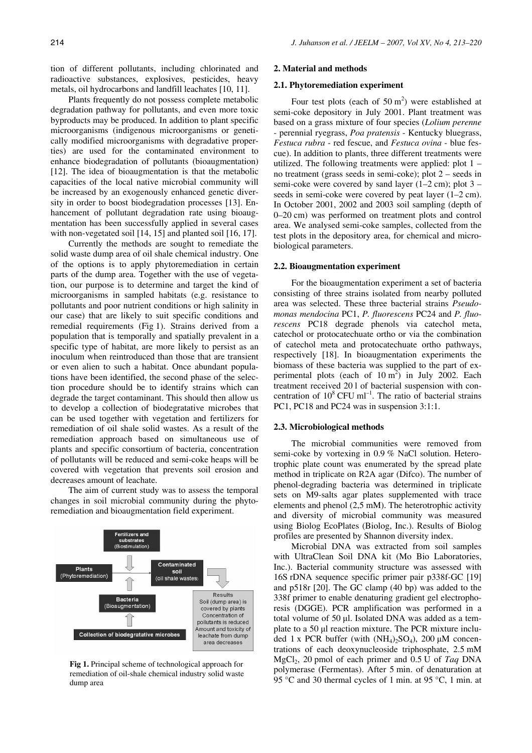tion of different pollutants, including chlorinated and radioactive substances, explosives, pesticides, heavy metals, oil hydrocarbons and landfill leachates [10, 11].

Plants frequently do not possess complete metabolic degradation pathway for pollutants, and even more toxic byproducts may be produced. In addition to plant specific microorganisms (indigenous microorganisms or genetically modified microorganisms with degradative properties) are used for the contaminated environment to enhance biodegradation of pollutants (bioaugmentation) [12]. The idea of bioaugmentation is that the metabolic capacities of the local native microbial community will be increased by an exogenously enhanced genetic diversity in order to boost biodegradation processes [13]. Enhancement of pollutant degradation rate using bioaugmentation has been successfully applied in several cases with non-vegetated soil [14, 15] and planted soil [16, 17].

Currently the methods are sought to remediate the solid waste dump area of oil shale chemical industry. One of the options is to apply phytoremediation in certain parts of the dump area. Together with the use of vegetation, our purpose is to determine and target the kind of microorganisms in sampled habitats (e.g. resistance to pollutants and poor nutrient conditions or high salinity in our case) that are likely to suit specific conditions and remedial requirements (Fig 1). Strains derived from a population that is temporally and spatially prevalent in a specific type of habitat, are more likely to persist as an inoculum when reintroduced than those that are transient or even alien to such a habitat. Once abundant populations have been identified, the second phase of the selection procedure should be to identify strains which can degrade the target contaminant. This should then allow us to develop a collection of biodegratative microbes that can be used together with vegetation and fertilizers for remediation of oil shale solid wastes. As a result of the remediation approach based on simultaneous use of plants and specific consortium of bacteria, concentration of pollutants will be reduced and semi-coke heaps will be covered with vegetation that prevents soil erosion and decreases amount of leachate.

The aim of current study was to assess the temporal changes in soil microbial community during the phytoremediation and bioaugmentation field experiment.

Fertilizers and substrates (Biostimulation)

Plants (Phytoremediation)

Contaminated soil (oil shale wastes)

Bacteria (Bioaugmentation)

Results: Soil (dump area) is covered by plants. Concentration of pollutants is reduced. Amount and toxicity of leachate from dump area decreases

Collection of biodegratative microbes

**Fig 1.** Principal scheme of technological approach for remediation of oil-shale chemical industry solid waste dump area

## 2. Material and methods

### 2.1. Phytoremediation experiment

Four test plots (each of 50 $m^2$) were established at semi-coke depository in July 2001. Plant treatment was based on a grass mixture of four species (*Lolium perenne* - perennial ryegrass, *Poa pratensis* - Kentucky bluegrass, *Festuca rubra* - red fescue, and *Festuca ovina* - blue fescue). In addition to plants, three different treatments were utilized. The following treatments were applied: plot 1 – no treatment (grass seeds in semi-coke); plot 2 – seeds in semi-coke were covered by sand layer (1–2 cm); plot 3 – seeds in semi-coke were covered by peat layer (1–2 cm). In October 2001, 2002 and 2003 soil sampling (depth of 0–20 cm) was performed on treatment plots and control area. We analysed semi-coke samples, collected from the test plots in the depository area, for chemical and microbiological parameters.

### 2.2. Bioaugmentation experiment

For the bioaugmentation experiment a set of bacteria consisting of three strains isolated from nearby polluted area was selected. These three bacterial strains *Pseudomonas mendocina* PC1, *P. fluorescens* PC24 and *P. fluorescens* PC18 degrade phenols via catechol meta, catechol or protocatechuate ortho or via the combination of catechol meta and protocatechuate ortho pathways, respectively [18]. In bioaugmentation experiments the biomass of these bacteria was supplied to the part of experimental plots (each of 10 $m^2$) in July 2002. Each treatment received 20 l of bacterial suspension with concentration of $10^8$ CFU $ml^{-1}$. The ratio of bacterial strains PC1, PC18 and PC24 was in suspension 3:1:1.

### 2.3. Microbiological methods

The microbial communities were removed from semi-coke by vortexing in 0.9 % NaCl solution. Heterotrophic plate count was enumerated by the spread plate method in triplicate on R2A agar (Difco). The number of phenol-degrading bacteria was determined in triplicate sets on M9-salts agar plates supplemented with trace elements and phenol (2,5 mM). The heterotrophic activity and diversity of microbial community was measured using Biolog EcoPlates (Biolog, Inc.). Results of Biolog profiles are presented by Shannon diversity index.

Microbial DNA was extracted from soil samples with UltraClean Soil DNA kit (Mo Bio Laboratories, Inc.). Bacterial community structure was assessed with 16S rDNA sequence specific primer pair p338f-GC [19] and p518r [20]. The GC clamp (40 bp) was added to the 338f primer to enable denaturing gradient gel electrophoresis (DGGE). PCR amplification was performed in a total volume of 50 µl. Isolated DNA was added as a template to a 50 µl reaction mixture. The PCR mixture included 1 x PCR buffer (with $(NH_4)_2SO_4$), 200 µM concentrations of each deoxynucleoside triphosphate, 2.5 mM $MgCl_2$, 20 pmol of each primer and 0.5 U of *Taq* DNA polymerase (Fermentas). After 5 min. of denaturation at 95 °C and 30 thermal cycles of 1 min. at 95 °C, 1 min. at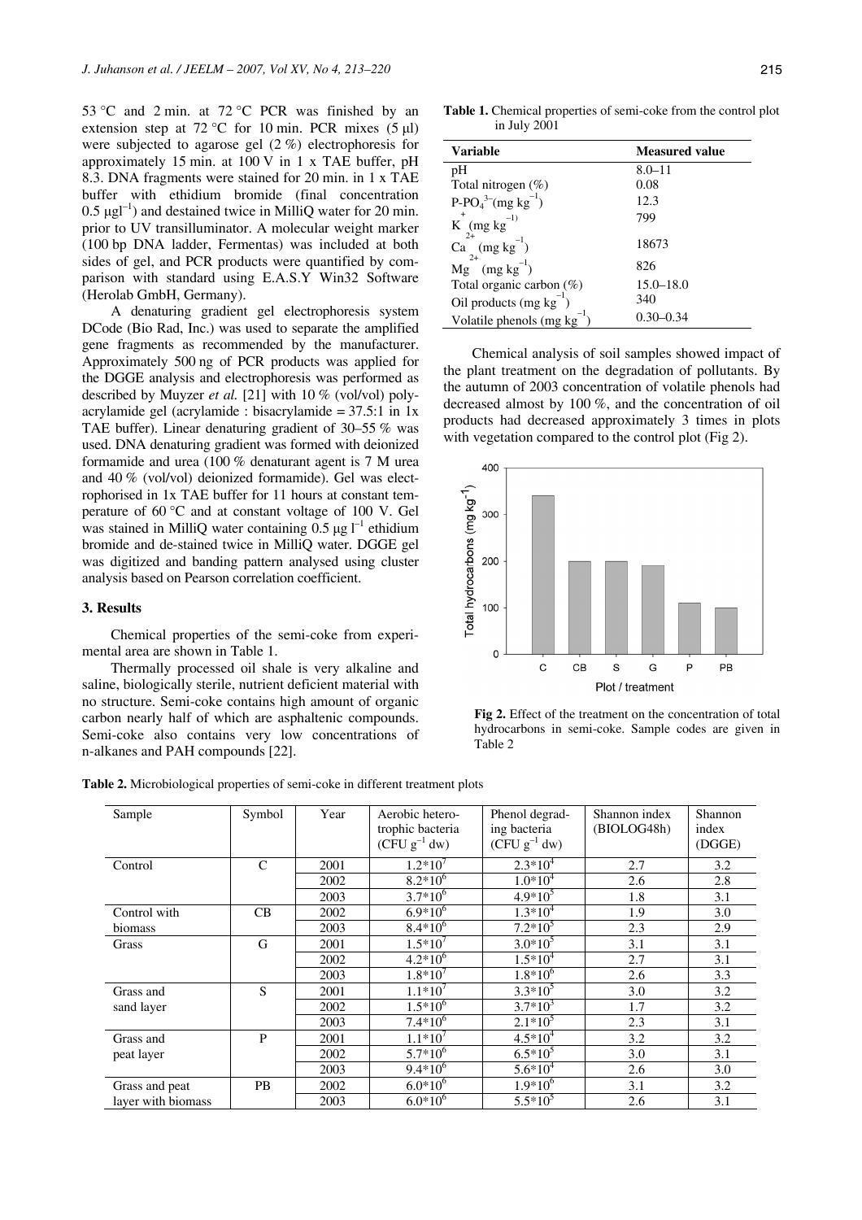53 °C and 2 min. at 72 °C PCR was finished by an extension step at 72 °C for 10 min. PCR mixes (5 μl) were subjected to agarose gel (2 %) electrophoresis for approximately 15 min. at 100 V in 1 x TAE buffer, pH 8.3. DNA fragments were stained for 20 min. in 1 x TAE buffer with ethidium bromide (final concentration 0.5 $\mu g l^{-1}$) and destained twice in MilliQ water for 20 min. prior to UV transilluminator. A molecular weight marker (100 bp DNA ladder, Fermentas) was included at both sides of gel, and PCR products were quantified by comparison with standard using E.A.S.Y Win32 Software (Herolab GmbH, Germany).

A denaturing gradient gel electrophoresis system DCode (Bio Rad, Inc.) was used to separate the amplified gene fragments as recommended by the manufacturer. Approximately 500 ng of PCR products was applied for the DGGE analysis and electrophoresis was performed as described by Muyzer *et al.* [21] with 10 % (vol/vol) polyacrylamide gel (acrylamide : bisacrylamide = 37.5:1 in 1x TAE buffer). Linear denaturing gradient of 30–55 % was used. DNA denaturing gradient was formed with deionized formamide and urea (100 % denaturant agent is 7 M urea and 40 % (vol/vol) deionized formamide). Gel was electrophorised in 1x TAE buffer for 11 hours at constant temperature of 60 °C and at constant voltage of 100 V. Gel was stained in MilliQ water containing 0.5 $\mu g\ l^{-1}$ ethidium bromide and de-stained twice in MilliQ water. DGGE gel was digitized and banding pattern analysed using cluster analysis based on Pearson correlation coefficient.

## 3. Results

Chemical properties of the semi-coke from experimental area are shown in Table 1.

Thermally processed oil shale is very alkaline and saline, biologically sterile, nutrient deficient material with no structure. Semi-coke contains high amount of organic carbon nearly half of which are asphaltenic compounds. Semi-coke also contains very low concentrations of n-alkanes and PAH compounds [22].

**Table 1.** Chemical properties of semi-coke from the control plot in July 2001

| Variable | Measured value |
|---|---|
| pH | 8.0–11 |
| Total nitrogen (%) | 0.08 |
| $P\text{-}PO_4^{3-}$ (mg $kg^{-1}$) | 12.3 |
| $K^+$ (mg $kg^{-1}$) | 799 |
| $Ca^{2+}$ (mg $kg^{-1}$) | 18673 |
| $Mg^{2+}$ (mg $kg^{-1}$) | 826 |
| Total organic carbon (%) | 15.0–18.0 |
| Oil products (mg $kg^{-1}$) | 340 |
| Volatile phenols (mg $kg^{-1}$) | 0.30–0.34 |

Chemical analysis of soil samples showed impact of the plant treatment on the degradation of pollutants. By the autumn of 2003 concentration of volatile phenols had decreased almost by 100 %, and the concentration of oil products had decreased approximately 3 times in plots with vegetation compared to the control plot (Fig 2).

**Fig 2.** Effect of the treatment on the concentration of total hydrocarbons in semi-coke. Sample codes are given in Table 2

**Table 2.** Microbiological properties of semi-coke in different treatment plots

| Sample | Symbol | Year | Aerobic heterotrophic bacteria (CFU $g^{-1}$ dw) | Phenol degrading bacteria (CFU $g^{-1}$ dw) | Shannon index (BIOLOG48h) | Shannon index (DGGE) |
|---|---|---|---|---|---|---|
| Control | C | 2001 | $1.2*10^7$ | $2.3*10^4$ | 2.7 | 3.2 |
| | | 2002 | $8.2*10^6$ | $1.0*10^4$ | 2.6 | 2.8 |
| | | 2003 | $3.7*10^6$ | $4.9*10^5$ | 1.8 | 3.1 |
| Control with biomass | CB | 2002 | $6.9*10^6$ | $1.3*10^4$ | 1.9 | 3.0 |
| | | 2003 | $8.4*10^6$ | $7.2*10^5$ | 2.3 | 2.9 |
| Grass | G | 2001 | $1.5*10^7$ | $3.0*10^5$ | 3.1 | 3.1 |
| | | 2002 | $4.2*10^6$ | $1.5*10^4$ | 2.7 | 3.1 |
| | | 2003 | $1.8*10^7$ | $1.8*10^6$ | 2.6 | 3.3 |
| Grass and sand layer | S | 2001 | $1.1*10^7$ | $3.3*10^5$ | 3.0 | 3.2 |
| | | 2002 | $1.5*10^6$ | $3.7*10^3$ | 1.7 | 3.2 |
| | | 2003 | $7.4*10^6$ | $2.1*10^5$ | 2.3 | 3.1 |
| Grass and peat layer | P | 2001 | $1.1*10^7$ | $4.5*10^4$ | 3.2 | 3.2 |
| | | 2002 | $5.7*10^6$ | $6.5*10^5$ | 3.0 | 3.1 |
| | | 2003 | $9.4*10^6$ | $5.6*10^4$ | 2.6 | 3.0 |
| Grass and peat layer with biomass | PB | 2002 | $6.0*10^6$ | $1.9*10^6$ | 3.1 | 3.2 |
| | | 2003 | $6.0*10^6$ | $5.5*10^5$ | 2.6 | 3.1 |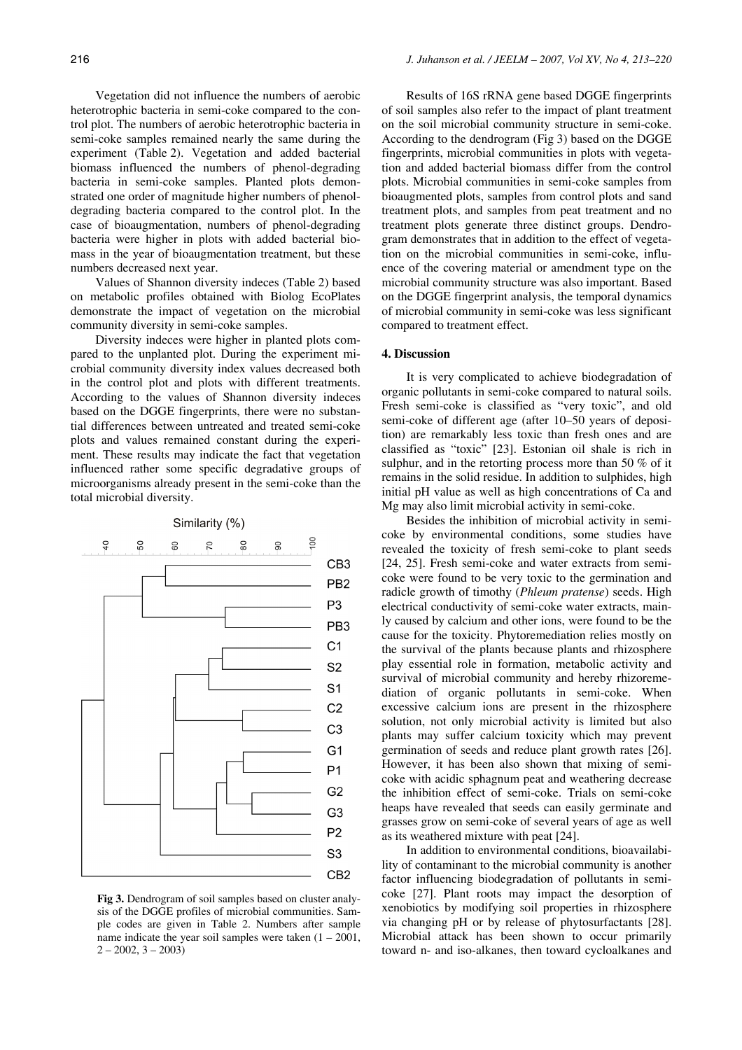Vegetation did not influence the numbers of aerobic heterotrophic bacteria in semi-coke compared to the control plot. The numbers of aerobic heterotrophic bacteria in semi-coke samples remained nearly the same during the experiment (Table 2). Vegetation and added bacterial biomass influenced the numbers of phenol-degrading bacteria in semi-coke samples. Planted plots demonstrated one order of magnitude higher numbers of phenol-degrading bacteria compared to the control plot. In the case of bioaugmentation, numbers of phenol-degrading bacteria were higher in plots with added bacterial biomass in the year of bioaugmentation treatment, but these numbers decreased next year.

Values of Shannon diversity indeces (Table 2) based on metabolic profiles obtained with Biolog EcoPlates demonstrate the impact of vegetation on the microbial community diversity in semi-coke samples.

Diversity indeces were higher in planted plots compared to the unplanted plot. During the experiment microbial community diversity index values decreased both in the control plot and plots with different treatments. According to the values of Shannon diversity indeces based on the DGGE fingerprints, there were no substantial differences between untreated and treated semi-coke plots and values remained constant during the experiment. These results may indicate the fact that vegetation influenced rather some specific degradative groups of microorganisms already present in the semi-coke than the total microbial diversity.

**Fig 3.** Dendrogram of soil samples based on cluster analysis of the DGGE profiles of microbial communities. Sample codes are given in Table 2. Numbers after sample name indicate the year soil samples were taken (1 – 2001, 2 – 2002, 3 – 2003)

Results of 16S rRNA gene based DGGE fingerprints of soil samples also refer to the impact of plant treatment on the soil microbial community structure in semi-coke. According to the dendrogram (Fig 3) based on the DGGE fingerprints, microbial communities in plots with vegetation and added bacterial biomass differ from the control plots. Microbial communities in semi-coke samples from bioaugmented plots, samples from control plots and sand treatment plots, and samples from peat treatment and no treatment plots generate three distinct groups. Dendrogram demonstrates that in addition to the effect of vegetation on the microbial communities in semi-coke, influence of the covering material or amendment type on the microbial community structure was also important. Based on the DGGE fingerprint analysis, the temporal dynamics of microbial community in semi-coke was less significant compared to treatment effect.

## 4. Discussion

It is very complicated to achieve biodegradation of organic pollutants in semi-coke compared to natural soils. Fresh semi-coke is classified as "very toxic", and old semi-coke of different age (after 10–50 years of deposition) are remarkably less toxic than fresh ones and are classified as "toxic" [23]. Estonian oil shale is rich in sulphur, and in the retorting process more than 50 % of it remains in the solid residue. In addition to sulphides, high initial pH value as well as high concentrations of Ca and Mg may also limit microbial activity in semi-coke.

Besides the inhibition of microbial activity in semi-coke by environmental conditions, some studies have revealed the toxicity of fresh semi-coke to plant seeds [24, 25]. Fresh semi-coke and water extracts from semi-coke were found to be very toxic to the germination and radicle growth of timothy (*Phleum pratense*) seeds. High electrical conductivity of semi-coke water extracts, mainly caused by calcium and other ions, were found to be the cause for the toxicity. Phytoremediation relies mostly on the survival of the plants because plants and rhizosphere play essential role in formation, metabolic activity and survival of microbial community and hereby rhizoremediation of organic pollutants in semi-coke. When excessive calcium ions are present in the rhizosphere solution, not only microbial activity is limited but also plants may suffer calcium toxicity which may prevent germination of seeds and reduce plant growth rates [26]. However, it has been also shown that mixing of semi-coke with acidic sphagnum peat and weathering decrease the inhibition effect of semi-coke. Trials on semi-coke heaps have revealed that seeds can easily germinate and grasses grow on semi-coke of several years of age as well as its weathered mixture with peat [24].

In addition to environmental conditions, bioavailability of contaminant to the microbial community is another factor influencing biodegradation of pollutants in semi-coke [27]. Plant roots may impact the desorption of xenobiotics by modifying soil properties in rhizosphere via changing pH or by release of phytosurfactants [28]. Microbial attack has been shown to occur primarily toward n- and iso-alkanes, then toward cycloalkanes and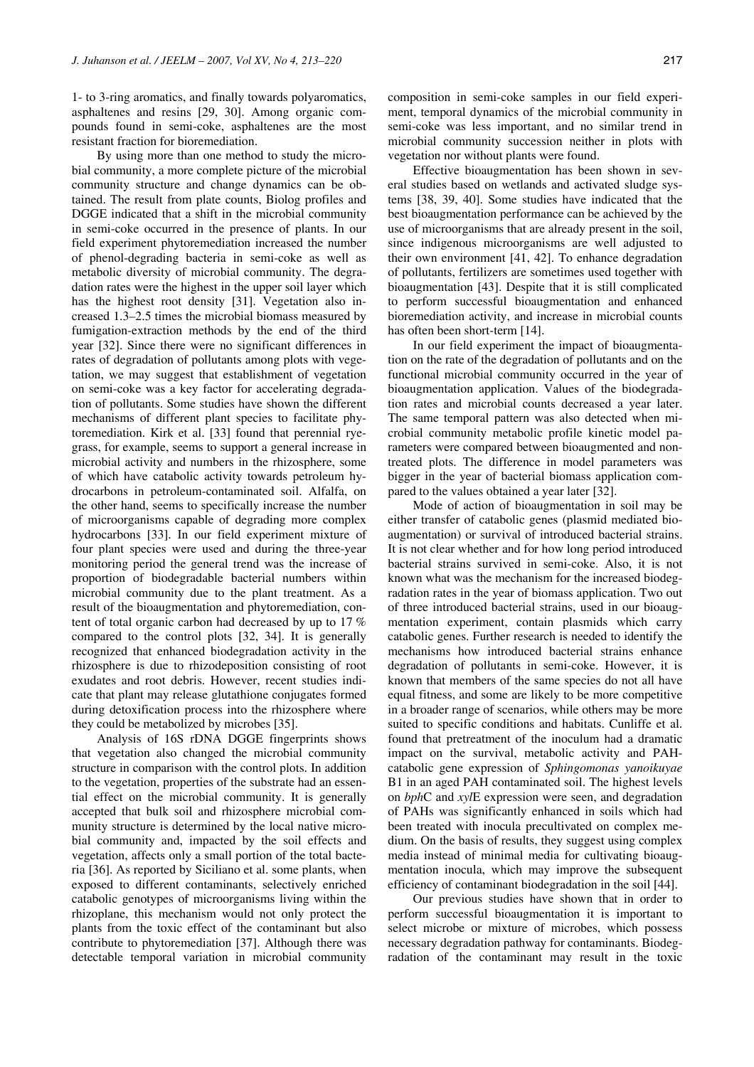1- to 3-ring aromatics, and finally towards polyaromatics, asphaltenes and resins [29, 30]. Among organic compounds found in semi-coke, asphaltenes are the most resistant fraction for bioremediation.

By using more than one method to study the microbial community, a more complete picture of the microbial community structure and change dynamics can be obtained. The result from plate counts, Biolog profiles and DGGE indicated that a shift in the microbial community in semi-coke occurred in the presence of plants. In our field experiment phytoremediation increased the number of phenol-degrading bacteria in semi-coke as well as metabolic diversity of microbial community. The degradation rates were the highest in the upper soil layer which has the highest root density [31]. Vegetation also increased 1.3–2.5 times the microbial biomass measured by fumigation-extraction methods by the end of the third year [32]. Since there were no significant differences in rates of degradation of pollutants among plots with vegetation, we may suggest that establishment of vegetation on semi-coke was a key factor for accelerating degradation of pollutants. Some studies have shown the different mechanisms of different plant species to facilitate phytoremediation. Kirk et al. [33] found that perennial ryegrass, for example, seems to support a general increase in microbial activity and numbers in the rhizosphere, some of which have catabolic activity towards petroleum hydrocarbons in petroleum-contaminated soil. Alfalfa, on the other hand, seems to specifically increase the number of microorganisms capable of degrading more complex hydrocarbons [33]. In our field experiment mixture of four plant species were used and during the three-year monitoring period the general trend was the increase of proportion of biodegradable bacterial numbers within microbial community due to the plant treatment. As a result of the bioaugmentation and phytoremediation, content of total organic carbon had decreased by up to 17 % compared to the control plots [32, 34]. It is generally recognized that enhanced biodegradation activity in the rhizosphere is due to rhizodeposition consisting of root exudates and root debris. However, recent studies indicate that plant may release glutathione conjugates formed during detoxification process into the rhizosphere where they could be metabolized by microbes [35].

Analysis of 16S rDNA DGGE fingerprints shows that vegetation also changed the microbial community structure in comparison with the control plots. In addition to the vegetation, properties of the substrate had an essential effect on the microbial community. It is generally accepted that bulk soil and rhizosphere microbial community structure is determined by the local native microbial community and, impacted by the soil effects and vegetation, affects only a small portion of the total bacteria [36]. As reported by Siciliano et al. some plants, when exposed to different contaminants, selectively enriched catabolic genotypes of microorganisms living within the rhizoplane, this mechanism would not only protect the plants from the toxic effect of the contaminant but also contribute to phytoremediation [37]. Although there was detectable temporal variation in microbial community composition in semi-coke samples in our field experiment, temporal dynamics of the microbial community in semi-coke was less important, and no similar trend in microbial community succession neither in plots with vegetation nor without plants were found.

Effective bioaugmentation has been shown in several studies based on wetlands and activated sludge systems [38, 39, 40]. Some studies have indicated that the best bioaugmentation performance can be achieved by the use of microorganisms that are already present in the soil, since indigenous microorganisms are well adjusted to their own environment [41, 42]. To enhance degradation of pollutants, fertilizers are sometimes used together with bioaugmentation [43]. Despite that it is still complicated to perform successful bioaugmentation and enhanced bioremediation activity, and increase in microbial counts has often been short-term [14].

In our field experiment the impact of bioaugmentation on the rate of the degradation of pollutants and on the functional microbial community occurred in the year of bioaugmentation application. Values of the biodegradation rates and microbial counts decreased a year later. The same temporal pattern was also detected when microbial community metabolic profile kinetic model parameters were compared between bioaugmented and non-treated plots. The difference in model parameters was bigger in the year of bacterial biomass application compared to the values obtained a year later [32].

Mode of action of bioaugmentation in soil may be either transfer of catabolic genes (plasmid mediated bioaugmentation) or survival of introduced bacterial strains. It is not clear whether and for how long period introduced bacterial strains survived in semi-coke. Also, it is not known what was the mechanism for the increased biodegradation rates in the year of biomass application. Two out of three introduced bacterial strains, used in our bioaugmentation experiment, contain plasmids which carry catabolic genes. Further research is needed to identify the mechanisms how introduced bacterial strains enhance degradation of pollutants in semi-coke. However, it is known that members of the same species do not all have equal fitness, and some are likely to be more competitive in a broader range of scenarios, while others may be more suited to specific conditions and habitats. Cunliffe et al. found that pretreatment of the inoculum had a dramatic impact on the survival, metabolic activity and PAH-catabolic gene expression of *Sphingomonas yanoikuyae* B1 in an aged PAH contaminated soil. The highest levels on *bph*C and *xyl*E expression were seen, and degradation of PAHs was significantly enhanced in soils which had been treated with inocula precultivated on complex medium. On the basis of results, they suggest using complex media instead of minimal media for cultivating bioaugmentation inocula, which may improve the subsequent efficiency of contaminant biodegradation in the soil [44].

Our previous studies have shown that in order to perform successful bioaugmentation it is important to select microbe or mixture of microbes, which possess necessary degradation pathway for contaminants. Biodegradation of the contaminant may result in the toxic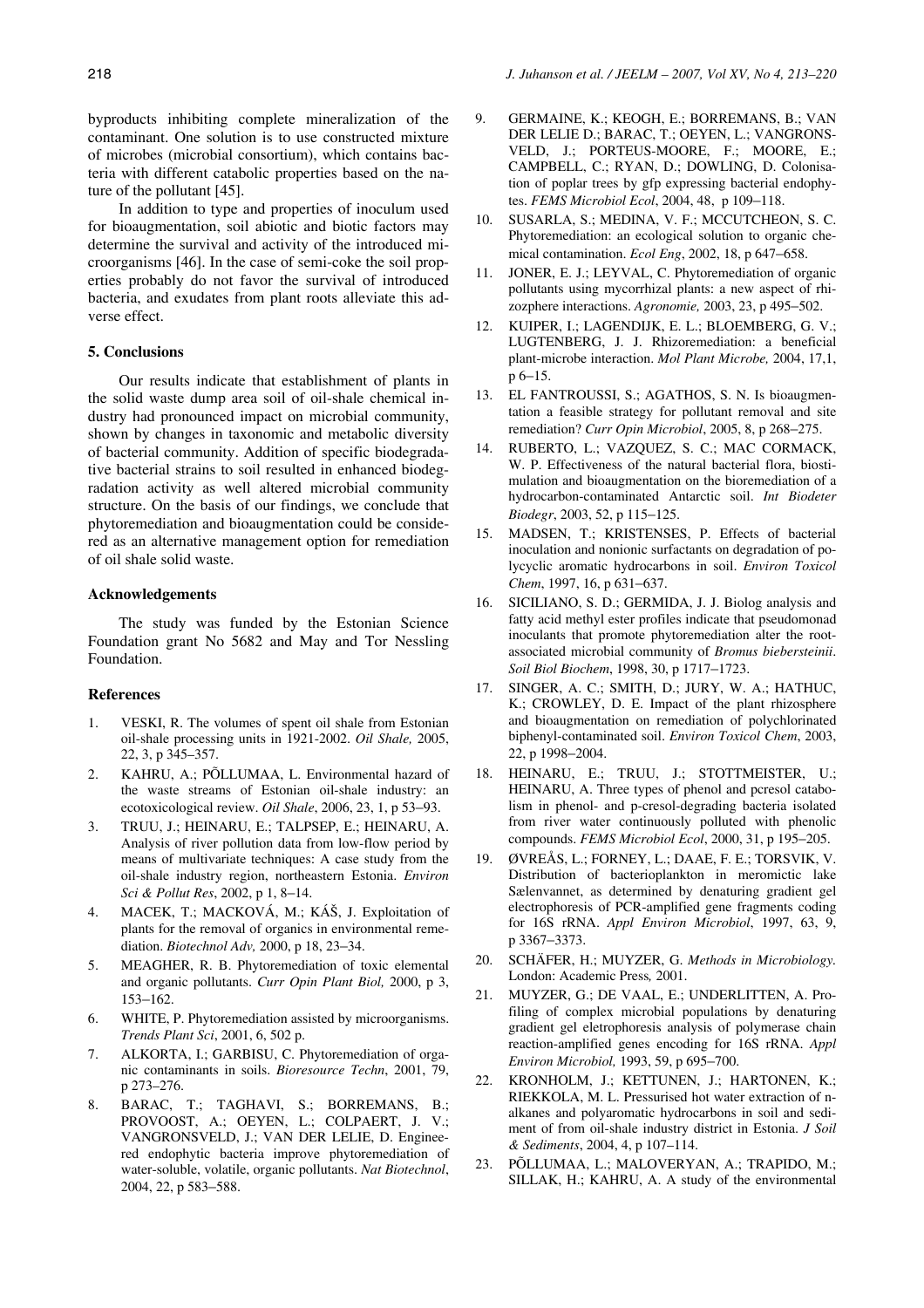byproducts inhibiting complete mineralization of the contaminant. One solution is to use constructed mixture of microbes (microbial consortium), which contains bacteria with different catabolic properties based on the nature of the pollutant [45].

In addition to type and properties of inoculum used for bioaugmentation, soil abiotic and biotic factors may determine the survival and activity of the introduced microorganisms [46]. In the case of semi-coke the soil properties probably do not favor the survival of introduced bacteria, and exudates from plant roots alleviate this adverse effect.

## 5. Conclusions

Our results indicate that establishment of plants in the solid waste dump area soil of oil-shale chemical industry had pronounced impact on microbial community, shown by changes in taxonomic and metabolic diversity of bacterial community. Addition of specific biodegradative bacterial strains to soil resulted in enhanced biodegradation activity as well altered microbial community structure. On the basis of our findings, we conclude that phytoremediation and bioaugmentation could be considered as an alternative management option for remediation of oil shale solid waste.

## Acknowledgements

The study was funded by the Estonian Science Foundation grant No 5682 and May and Tor Nessling Foundation.

## References

1. VESKI, R. The volumes of spent oil shale from Estonian oil-shale processing units in 1921-2002. *Oil Shale,* 2005, 22, 3, p 345–357.
2. KAHRU, A.; PÕLLUMAA, L. Environmental hazard of the waste streams of Estonian oil-shale industry: an ecotoxicological review. *Oil Shale*, 2006, 23, 1, p 53–93.
3. TRUU, J.; HEINARU, E.; TALPSEP, E.; HEINARU, A. Analysis of river pollution data from low-flow period by means of multivariate techniques: A case study from the oil-shale industry region, northeastern Estonia. *Environ Sci & Pollut Res*, 2002, p 1, 8–14.
4. MACEK, T.; MACKOVÁ, M.; KÁŠ, J. Exploitation of plants for the removal of organics in environmental remediation. *Biotechnol Adv,* 2000, p 18, 23–34.
5. MEAGHER, R. B. Phytoremediation of toxic elemental and organic pollutants. *Curr Opin Plant Biol,* 2000, p 3, 153–162.
6. WHITE, P. Phytoremediation assisted by microorganisms. *Trends Plant Sci*, 2001, 6, 502 p.
7. ALKORTA, I.; GARBISU, C. Phytoremediation of organic contaminants in soils. *Bioresource Techn*, 2001, 79, p 273–276.
8. BARAC, T.; TAGHAVI, S.; BORREMANS, B.; PROVOOST, A.; OEYEN, L.; COLPAERT, J. V.; VANGRONSVELD, J.; VAN DER LELIE, D. Engineered endophytic bacteria improve phytoremediation of water-soluble, volatile, organic pollutants. *Nat Biotechnol*, 2004, 22, p 583–588.
9. GERMAINE, K.; KEOGH, E.; BORREMANS, B.; VAN DER LELIE D.; BARAC, T.; OEYEN, L.; VANGRONSVELD, J.; PORTEUS-MOORE, F.; MOORE, E.; CAMPBELL, C.; RYAN, D.; DOWLING, D. Colonisation of poplar trees by gfp expressing bacterial endophytes. *FEMS Microbiol Ecol*, 2004, 48, p 109–118.
10. SUSARLA, S.; MEDINA, V. F.; MCCUTCHEON, S. C. Phytoremediation: an ecological solution to organic chemical contamination. *Ecol Eng*, 2002, 18, p 647–658.
11. JONER, E. J.; LEYVAL, C. Phytoremediation of organic pollutants using mycorrhizal plants: a new aspect of rhizozphere interactions. *Agronomie,* 2003, 23, p 495–502.
12. KUIPER, I.; LAGENDIJK, E. L.; BLOEMBERG, G. V.; LUGTENBERG, J. J. Rhizoremediation: a beneficial plant-microbe interaction. *Mol Plant Microbe,* 2004, 17,1, p 6–15.
13. EL FANTROUSSI, S.; AGATHOS, S. N. Is bioaugmentation a feasible strategy for pollutant removal and site remediation? *Curr Opin Microbiol*, 2005, 8, p 268–275.
14. RUBERTO, L.; VAZQUEZ, S. C.; MAC CORMACK, W. P. Effectiveness of the natural bacterial flora, biostimulation and bioaugmentation on the bioremediation of a hydrocarbon-contaminated Antarctic soil. *Int Biodeter Biodegr*, 2003, 52, p 115–125.
15. MADSEN, T.; KRISTENSES, P. Effects of bacterial inoculation and nonionic surfactants on degradation of polycyclic aromatic hydrocarbons in soil. *Environ Toxicol Chem*, 1997, 16, p 631–637.
16. SICILIANO, S. D.; GERMIDA, J. J. Biolog analysis and fatty acid methyl ester profiles indicate that pseudomonad inoculants that promote phytoremediation alter the root-associated microbial community of *Bromus biebersteinii*. *Soil Biol Biochem*, 1998, 30, p 1717–1723.
17. SINGER, A. C.; SMITH, D.; JURY, W. A.; HATHUC, K.; CROWLEY, D. E. Impact of the plant rhizosphere and bioaugmentation on remediation of polychlorinated biphenyl-contaminated soil. *Environ Toxicol Chem*, 2003, 22, p 1998–2004.
18. HEINARU, E.; TRUU, J.; STOTTMEISTER, U.; HEINARU, A. Three types of phenol and pcresol catabolism in phenol- and p-cresol-degrading bacteria isolated from river water continuously polluted with phenolic compounds. *FEMS Microbiol Ecol*, 2000, 31, p 195–205.
19. ØVREÅS, L.; FORNEY, L.; DAAE, F. E.; TORSVIK, V. Distribution of bacterioplankton in meromictic lake Sælenvannet, as determined by denaturing gradient gel electrophoresis of PCR-amplified gene fragments coding for 16S rRNA. *Appl Environ Microbiol*, 1997, 63, 9, p 3367–3373.
20. SCHÄFER, H.; MUYZER, G. *Methods in Microbiology.* London: Academic Press*,* 2001.
21. MUYZER, G.; DE VAAL, E.; UNDERLITTEN, A. Profiling of complex microbial populations by denaturing gradient gel eletrophoresis analysis of polymerase chain reaction-amplified genes encoding for 16S rRNA. *Appl Environ Microbiol,* 1993, 59, p 695–700.
22. KRONHOLM, J.; KETTUNEN, J.; HARTONEN, K.; RIEKKOLA, M. L. Pressurised hot water extraction of n-alkanes and polyaromatic hydrocarbons in soil and sediment of from oil-shale industry district in Estonia. *J Soil & Sediments*, 2004, 4, p 107–114.
23. PÕLLUMAA, L.; MALOVERYAN, A.; TRAPIDO, M.; SILLAK, H.; KAHRU, A. A study of the environmental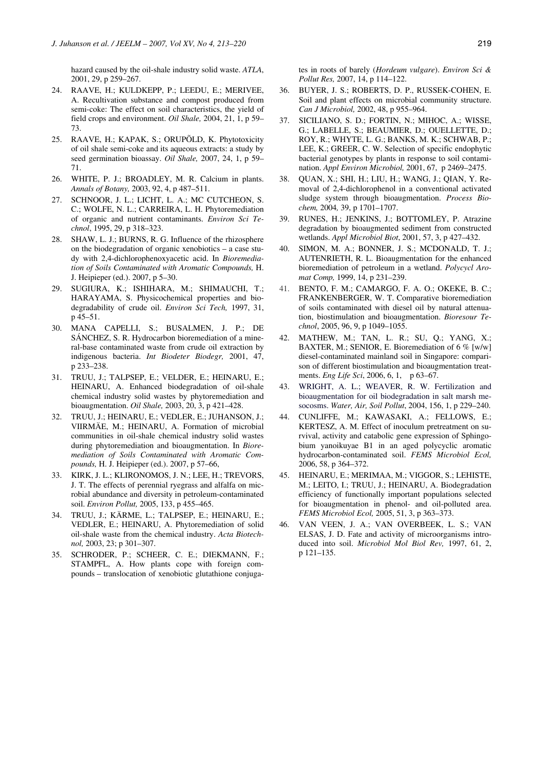hazard caused by the oil-shale industry solid waste. *ATLA*, 2001, 29, p 259–267.

24. RAAVE, H.; KULDKEPP, P.; LEEDU, E.; MERIVEE, A. Recultivation substance and compost produced from semi-coke: The effect on soil characteristics, the yield of field crops and environment. *Oil Shale,* 2004, 21, 1, p 59–73.
25. RAAVE, H.; KAPAK, S.; ORUPÕLD, K. Phytotoxicity of oil shale semi-coke and its aqueous extracts: a study by seed germination bioassay. *Oil Shale,* 2007, 24, 1, p 59–71.
26. WHITE, P. J.; BROADLEY, M. R. Calcium in plants. *Annals of Botany,* 2003, 92, 4, p 487–511.
27. SCHNOOR, J. L.; LICHT, L. A.; MC CUTCHEON, S. C.; WOLFE, N. L.; CARREIRA, L. H. Phytoremediation of organic and nutrient contaminants. *Environ Sci Technol*, 1995, 29, p 318–323.
28. SHAW, L. J.; BURNS, R. G. Influence of the rhizosphere on the biodegradation of organic xenobiotics – a case study with 2,4-dichlorophenoxyacetic acid. In *Bioremediation of Soils Contaminated with Aromatic Compounds,* H. J. Heipieper (ed.). 2007, p 5–30.
29. SUGIURA, K.; ISHIHARA, M.; SHIMAUCHI, T.; HARAYAMA, S. Physicochemical properties and biodegradability of crude oil. *Environ Sci Tech,* 1997, 31, p 45–51.
30. MANA CAPELLI, S.; BUSALMEN, J. P.; DE SÁNCHEZ, S. R. Hydrocarbon bioremediation of a mineral-base contaminated waste from crude oil extraction by indigenous bacteria. *Int Biodeter Biodegr,* 2001, 47, p 233–238.
31. TRUU, J.; TALPSEP, E.; VELDER, E.; HEINARU, E.; HEINARU, A. Enhanced biodegradation of oil-shale chemical industry solid wastes by phytoremediation and bioaugmentation. *Oil Shale,* 2003, 20, 3, p 421–428.
32. TRUU, J.; HEINARU, E.; VEDLER, E.; JUHANSON, J.; VIIRMÄE, M.; HEINARU, A. Formation of microbial communities in oil-shale chemical industry solid wastes during phytoremediation and bioaugmentation. In *Bioremediation of Soils Contaminated with Aromatic Compounds,* H. J. Heipieper (ed.). 2007, p 57–66,
33. KIRK, J. L.; KLIRONOMOS, J. N.; LEE, H.; TREVORS, J. T. The effects of perennial ryegrass and alfalfa on microbial abundance and diversity in petroleum-contaminated soil. *Environ Pollut,* 2005, 133, p 455–465.
34. TRUU, J.; KÄRME, L.; TALPSEP, E.; HEINARU, E.; VEDLER, E.; HEINARU, A. Phytoremediation of solid oil-shale waste from the chemical industry. *Acta Biotechnol,* 2003, 23; p 301–307.
35. SCHRODER, P.; SCHEER, C. E.; DIEKMANN, F.; STAMPFL, A. How plants cope with foreign compounds – translocation of xenobiotic glutathione conjugates in roots of barely (*Hordeum vulgare*). *Environ Sci & Pollut Res,* 2007, 14, p 114–122.
36. BUYER, J. S.; ROBERTS, D. P., RUSSEK-COHEN, E. Soil and plant effects on microbial community structure. *Can J Microbiol,* 2002, 48, p 955–964.
37. SICILIANO, S. D.; FORTIN, N.; MIHOC, A.; WISSE, G.; LABELLE, S.; BEAUMIER, D.; OUELLETTE, D.; ROY, R.; WHYTE, L. G.; BANKS, M. K.; SCHWAB, P.; LEE, K.; GREER, C. W. Selection of specific endophytic bacterial genotypes by plants in response to soil contamination. *Appl Environ Microbiol,* 2001, 67, p 2469–2475.
38. QUAN, X.; SHI, H.; LIU, H.; WANG, J.; QIAN, Y. Removal of 2,4-dichlorophenol in a conventional activated sludge system through bioaugmentation. *Process Biochem,* 2004, 39, p 1701–1707.
39. RUNES, H.; JENKINS, J.; BOTTOMLEY, P. Atrazine degradation by bioaugmented sediment from constructed wetlands. *Appl Microbiol Biot*, 2001, 57, 3, p 427–432.
40. SIMON, M. A.; BONNER, J. S.; MCDONALD, T. J.; AUTENRIETH, R. L. Bioaugmentation for the enhanced bioremediation of petroleum in a wetland. *Polycycl Aromat Comp,* 1999, 14, p 231–239.
41. BENTO, F. M.; CAMARGO, F. A. O.; OKEKE, B. C.; FRANKENBERGER, W. T. Comparative bioremediation of soils contaminated with diesel oil by natural attenuation, biostimulation and bioaugmentation. *Bioresour Technol*, 2005, 96, 9, p 1049–1055.
42. MATHEW, M.; TAN, L. R.; SU, Q.; YANG, X.; BAXTER, M.; SENIOR, E. Bioremediation of 6 % [w/w] diesel-contaminated mainland soil in Singapore: comparison of different biostimulation and bioaugmentation treatments. *Eng Life Sci*, 2006, 6, 1, p 63–67.
43. WRIGHT, A. L.; WEAVER, R. W. Fertilization and bioaugmentation for oil biodegradation in salt marsh mesocosms. *Water, Air, Soil Pollut*, 2004, 156, 1, p 229–240.
44. CUNLIFFE, M.; KAWASAKI, A.; FELLOWS, E.; KERTESZ, A. M. Effect of inoculum pretreatment on survival, activity and catabolic gene expression of Sphingobium yanoikuyae B1 in an aged polycyclic aromatic hydrocarbon-contaminated soil. *FEMS Microbiol Ecol,* 2006, 58, p 364–372.
45. HEINARU, E.; MERIMAA, M.; VIGGOR, S.; LEHISTE, M.; LEITO, I.; TRUU, J.; HEINARU, A. Biodegradation efficiency of functionally important populations selected for bioaugmentation in phenol- and oil-polluted area. *FEMS Microbiol Ecol,* 2005, 51, 3, p 363–373.
46. VAN VEEN, J. A.; VAN OVERBEEK, L. S.; VAN ELSAS, J. D. Fate and activity of microorganisms introduced into soil. *Microbiol Mol Biol Rev,* 1997, 61, 2, p 121–135.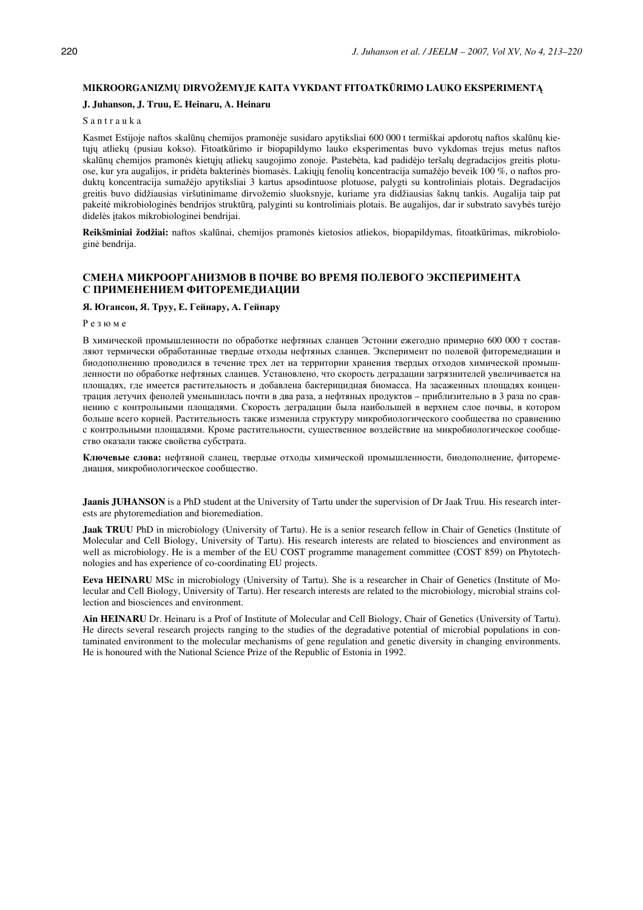## MIKROORGANIZMŲ DIRVOŽEMYJE KAITA VYKDANT FITOATKŪRIMO LAUKO EKSPERIMENTĄ

**J. Juhanson, J. Truu, E. Heinaru, A. Heinaru**

Santrauka

Kasmet Estijoje naftos skalūnų chemijos pramonėje susidaro apytiksliai 600 000 t termiškai apdorotų naftos skalūnų kietųjų atliekų (pusiau kokso). Fitoatkūrimo ir biopapildymo lauko eksperimentas buvo vykdomas trejus metus naftos skalūnų chemijos pramonės kietųjų atliekų saugojimo zonoje. Pastebėta, kad padidėjo teršalų degradacijos greitis plotuose, kur yra augalijos, ir pridėta bakterinės biomasės. Lakiųjų fenolių koncentracija sumažėjo beveik 100 %, o naftos produktų koncentracija sumažėjo apytiksliai 3 kartus apsodintuose plotuose, palygti su kontroliniais plotais. Degradacijos greitis buvo didžiausias viršutinimame dirvožemio sluoksnyje, kuriame yra didžiausias šaknų tankis. Augalija taip pat pakeitė mikrobiologinės bendrijos struktūrą, palyginti su kontroliniais plotais. Be augalijos, dar ir substrato savybės turėjo didelės įtakos mikrobiologinei bendrijai.

**Reikšminiai žodžiai:** naftos skalūnai, chemijos pramonės kietosios atliekos, biopapildymas, fitoatkūrimas, mikrobiologinė bendrija.

## СМЕНА МИКРООРГАНИЗМОВ В ПОЧВЕ ВО ВРЕМЯ ПОЛЕВОГО ЭКСПЕРИМЕНТА С ПРИМЕНЕНИЕМ ФИТОРЕМЕДИАЦИИ

**Я. Югансон, Я. Труу, Е. Гейнару, А. Гейнару**

Резюме

В химической промышленности по обработке нефтяных сланцев Эстонии ежегодно примерно 600 000 т составляют термически обработанные твердые отходы нефтяных сланцев. Эксперимент по полевой фиторемедиации и биодополнению проводился в течение трех лет на территории хранения твердых отходов химической промышленности по обработке нефтяных сланцев. Установлено, что скорость деградации загрязнителей увеличивается на площадях, где имеется растительность и добавлена бактерицидная биомасса. На засаженных площадях концентрация летучих фенолей уменьшилась почти в два раза, а нефтяных продуктов – приблизительно в 3 раза по сравнению с контрольными площадями. Скорость деградации была наибольшей в верхнем слое почвы, в котором больше всего корней. Растительность также изменила структуру микробиологического сообщества по сравнению с контрольными площадями. Кроме растительности, существенное воздействие на микробиологическое сообщество оказали также свойства субстрата.

**Ключевые слова:** нефтяной сланец, твердые отходы химической промышленности, биодополнение, фиторемедиация, микробиологическое сообщество.

**Jaanis JUHANSON** is a PhD student at the University of Tartu under the supervision of Dr Jaak Truu. His research interests are phytoremediation and bioremediation.

**Jaak TRUU** PhD in microbiology (University of Tartu). He is a senior research fellow in Chair of Genetics (Institute of Molecular and Cell Biology, University of Tartu). His research interests are related to biosciences and environment as well as microbiology. He is a member of the EU COST programme management committee (COST 859) on Phytotechnologies and has experience of co-coordinating EU projects.

**Eeva HEINARU** MSc in microbiology (University of Tartu). She is a researcher in Chair of Genetics (Institute of Molecular and Cell Biology, University of Tartu). Her research interests are related to the microbiology, microbial strains collection and biosciences and environment.

**Ain HEINARU** Dr. Heinaru is a Prof of Institute of Molecular and Cell Biology, Chair of Genetics (University of Tartu). He directs several research projects ranging to the studies of the degradative potential of microbial populations in contaminated environment to the molecular mechanisms of gene regulation and genetic diversity in changing environments. He is honoured with the National Science Prize of the Republic of Estonia in 1992.